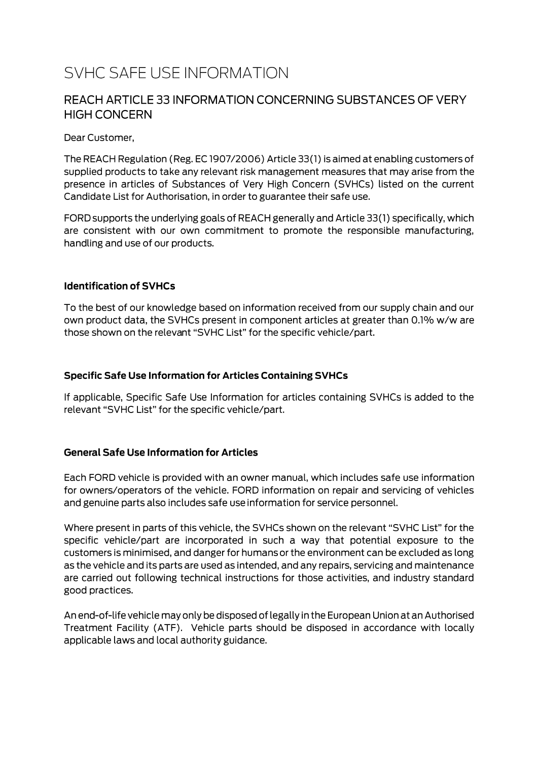# SVHC SAFE USE INFORMATION

## REACH ARTICLE 33 INFORMATION CONCERNING SUBSTANCES OF VERY HIGH CONCERN

Dear Customer,

The REACH Regulation (Reg. EC 1907/2006) Article 33(1) is aimed at enabling customers of supplied products to take any relevant risk management measures that may arise from the presence in articles of Substances of Very High Concern (SVHCs) listed on the current Candidate List for Authorisation, in order to guarantee their safe use.

FORD supports the underlying goals of REACH generally and Article 33(1) specifically, which are consistent with our own commitment to promote the responsible manufacturing, handling and use of our products.

**Identification of SVHCs**

To the best of our knowledge based on information received from our supply chain and our own product data, the SVHCs present in component articles at greater than 0.1% w/w are those shown on the relevant "SVHC List" for the specific vehicle/part.

**Specific Safe Use Information for Articles Containing SVHCs**

If applicable, Specific Safe Use Information for articles containing SVHCs is added to the relevant "SVHC List" for the specific vehicle/part.

**General Safe Use Information for Articles**

Each FORD vehicle is provided with an owner manual, which includes safe use information for owners/operators of the vehicle. FORD information on repair and servicing of vehicles and genuine parts also includes safe use information for service personnel.

Where present in parts of this vehicle, the SVHCs shown on the relevant "SVHC List" for the specific vehicle/part are incorporated in such a way that potential exposure to the customers is minimised, and danger for humans or the environment can be excluded as long as the vehicle and its parts are used as intended, and any repairs, servicing and maintenance are carried out following technical instructions for those activities, and industry standard good practices.

An end-of-life vehicle may only be disposed of legally in the European Union at an Authorised Treatment Facility (ATF). Vehicle parts should be disposed in accordance with locally applicable laws and local authority guidance.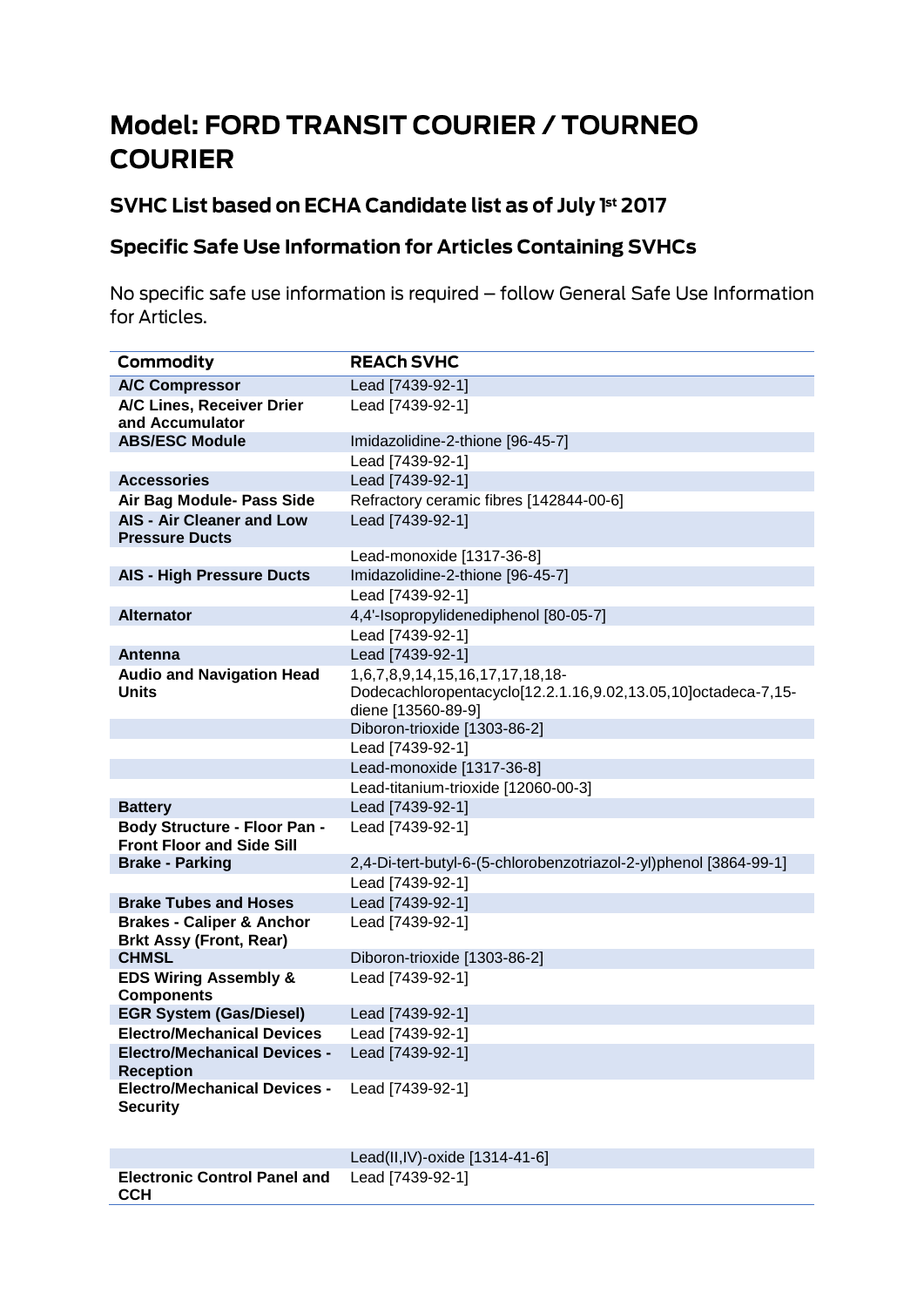# Model: FORD TRANSIT COURIER / TOURNEO COURIER

## SVHC List based on ECHA Candidate list as of July 1st 2017

## Specific Safe Use Information for Articles Containing SVHCs

No specific safe use information is required – follow General Safe Use Information for Articles.

| Commodity | REACh SVHC |
|---|---|
| **A/C Compressor** | Lead [7439-92-1] |
| **A/C Lines, Receiver Drier and Accumulator** | Lead [7439-92-1] |
| **ABS/ESC Module** | Imidazolidine-2-thione [96-45-7] |
| | Lead [7439-92-1] |
| **Accessories** | Lead [7439-92-1] |
| **Air Bag Module- Pass Side** | Refractory ceramic fibres [142844-00-6] |
| **AIS - Air Cleaner and Low Pressure Ducts** | Lead [7439-92-1] |
| | Lead-monoxide [1317-36-8] |
| **AIS - High Pressure Ducts** | Imidazolidine-2-thione [96-45-7] |
| | Lead [7439-92-1] |
| **Alternator** | 4,4'-Isopropylidenediphenol [80-05-7] |
| | Lead [7439-92-1] |
| **Antenna** | Lead [7439-92-1] |
| **Audio and Navigation Head Units** | 1,6,7,8,9,14,15,16,17,17,18,18-Dodecachloropentacyclo[12.2.1.16,9.02,13.05,10]octadeca-7,15-diene [13560-89-9] |
| | Diboron-trioxide [1303-86-2] |
| | Lead [7439-92-1] |
| | Lead-monoxide [1317-36-8] |
| | Lead-titanium-trioxide [12060-00-3] |
| **Battery** | Lead [7439-92-1] |
| **Body Structure - Floor Pan - Front Floor and Side Sill** | Lead [7439-92-1] |
| **Brake - Parking** | 2,4-Di-tert-butyl-6-(5-chlorobenzotriazol-2-yl)phenol [3864-99-1] |
| | Lead [7439-92-1] |
| **Brake Tubes and Hoses** | Lead [7439-92-1] |
| **Brakes - Caliper & Anchor Brkt Assy (Front, Rear)** | Lead [7439-92-1] |
| **CHMSL** | Diboron-trioxide [1303-86-2] |
| **EDS Wiring Assembly & Components** | Lead [7439-92-1] |
| **EGR System (Gas/Diesel)** | Lead [7439-92-1] |
| **Electro/Mechanical Devices** | Lead [7439-92-1] |
| **Electro/Mechanical Devices - Reception** | Lead [7439-92-1] |
| **Electro/Mechanical Devices - Security** | Lead [7439-92-1] |
| | Lead(II,IV)-oxide [1314-41-6] |
| **Electronic Control Panel and CCH** | Lead [7439-92-1] |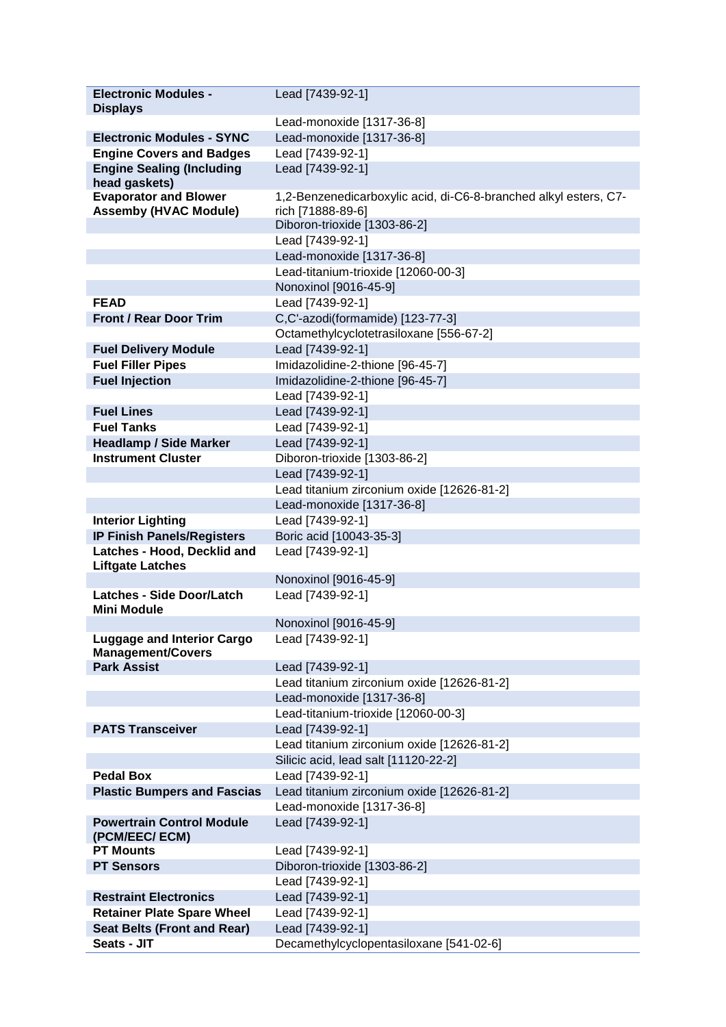| | |
|---|---|
| **Electronic Modules - Displays** | Lead [7439-92-1] |
| | Lead-monoxide [1317-36-8] |
| **Electronic Modules - SYNC** | Lead-monoxide [1317-36-8] |
| **Engine Covers and Badges** | Lead [7439-92-1] |
| **Engine Sealing (Including head gaskets)** | Lead [7439-92-1] |
| **Evaporator and Blower Assemby (HVAC Module)** | 1,2-Benzenedicarboxylic acid, di-C6-8-branched alkyl esters, C7-rich [71888-89-6] |
| | Diboron-trioxide [1303-86-2] |
| | Lead [7439-92-1] |
| | Lead-monoxide [1317-36-8] |
| | Lead-titanium-trioxide [12060-00-3] |
| | Nonoxinol [9016-45-9] |
| **FEAD** | Lead [7439-92-1] |
| **Front / Rear Door Trim** | C,C'-azodi(formamide) [123-77-3] |
| | Octamethylcyclotetrasiloxane [556-67-2] |
| **Fuel Delivery Module** | Lead [7439-92-1] |
| **Fuel Filler Pipes** | Imidazolidine-2-thione [96-45-7] |
| **Fuel Injection** | Imidazolidine-2-thione [96-45-7] |
| | Lead [7439-92-1] |
| **Fuel Lines** | Lead [7439-92-1] |
| **Fuel Tanks** | Lead [7439-92-1] |
| **Headlamp / Side Marker** | Lead [7439-92-1] |
| **Instrument Cluster** | Diboron-trioxide [1303-86-2] |
| | Lead [7439-92-1] |
| | Lead titanium zirconium oxide [12626-81-2] |
| | Lead-monoxide [1317-36-8] |
| **Interior Lighting** | Lead [7439-92-1] |
| **IP Finish Panels/Registers** | Boric acid [10043-35-3] |
| **Latches - Hood, Decklid and Liftgate Latches** | Lead [7439-92-1] |
| | Nonoxinol [9016-45-9] |
| **Latches - Side Door/Latch Mini Module** | Lead [7439-92-1] |
| | Nonoxinol [9016-45-9] |
| **Luggage and Interior Cargo Management/Covers** | Lead [7439-92-1] |
| **Park Assist** | Lead [7439-92-1] |
| | Lead titanium zirconium oxide [12626-81-2] |
| | Lead-monoxide [1317-36-8] |
| | Lead-titanium-trioxide [12060-00-3] |
| **PATS Transceiver** | Lead [7439-92-1] |
| | Lead titanium zirconium oxide [12626-81-2] |
| | Silicic acid, lead salt [11120-22-2] |
| **Pedal Box** | Lead [7439-92-1] |
| **Plastic Bumpers and Fascias** | Lead titanium zirconium oxide [12626-81-2] |
| | Lead-monoxide [1317-36-8] |
| **Powertrain Control Module (PCM/EEC/ ECM)** | Lead [7439-92-1] |
| **PT Mounts** | Lead [7439-92-1] |
| **PT Sensors** | Diboron-trioxide [1303-86-2] |
| | Lead [7439-92-1] |
| **Restraint Electronics** | Lead [7439-92-1] |
| **Retainer Plate Spare Wheel** | Lead [7439-92-1] |
| **Seat Belts (Front and Rear)** | Lead [7439-92-1] |
| **Seats - JIT** | Decamethylcyclopentasiloxane [541-02-6] |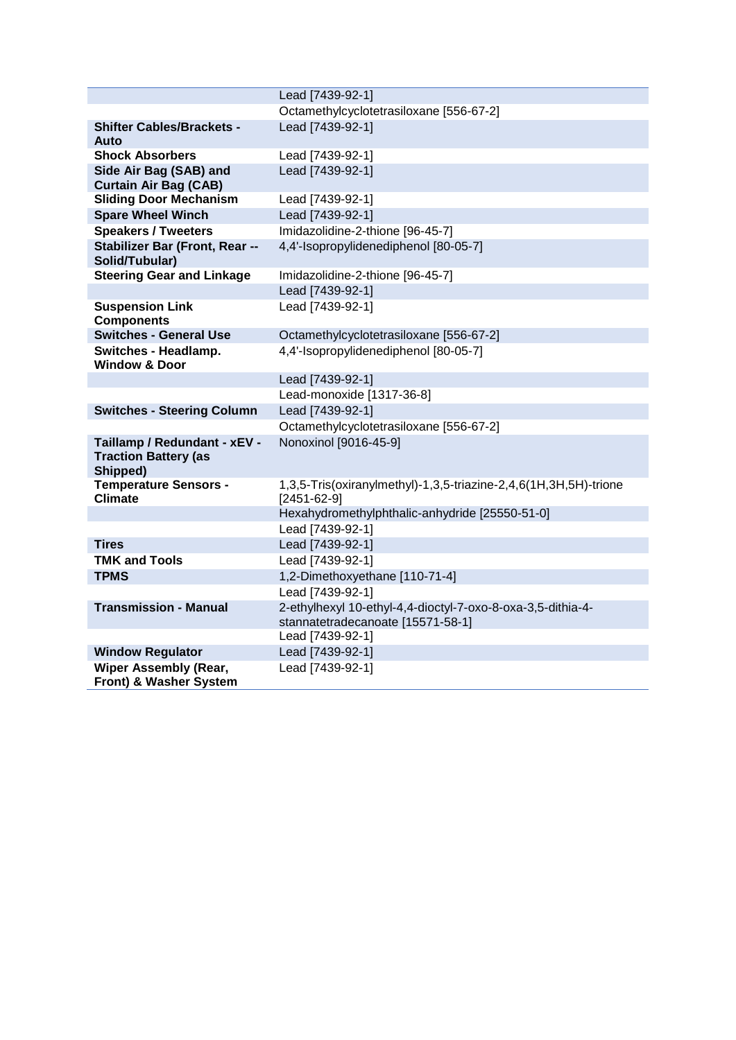| | |
|---|---|
| | Lead [7439-92-1] |
| | Octamethylcyclotetrasiloxane [556-67-2] |
| **Shifter Cables/Brackets - Auto** | Lead [7439-92-1] |
| **Shock Absorbers** | Lead [7439-92-1] |
| **Side Air Bag (SAB) and Curtain Air Bag (CAB)** | Lead [7439-92-1] |
| **Sliding Door Mechanism** | Lead [7439-92-1] |
| **Spare Wheel Winch** | Lead [7439-92-1] |
| **Speakers / Tweeters** | Imidazolidine-2-thione [96-45-7] |
| **Stabilizer Bar (Front, Rear -- Solid/Tubular)** | 4,4'-Isopropylidenediphenol [80-05-7] |
| **Steering Gear and Linkage** | Imidazolidine-2-thione [96-45-7] |
| | Lead [7439-92-1] |
| **Suspension Link Components** | Lead [7439-92-1] |
| **Switches - General Use** | Octamethylcyclotetrasiloxane [556-67-2] |
| **Switches - Headlamp. Window & Door** | 4,4'-Isopropylidenediphenol [80-05-7] |
| | Lead [7439-92-1] |
| | Lead-monoxide [1317-36-8] |
| **Switches - Steering Column** | Lead [7439-92-1] |
| | Octamethylcyclotetrasiloxane [556-67-2] |
| **Taillamp / Redundant - xEV - Traction Battery (as Shipped)** | Nonoxinol [9016-45-9] |
| **Temperature Sensors - Climate** | 1,3,5-Tris(oxiranylmethyl)-1,3,5-triazine-2,4,6(1H,3H,5H)-trione [2451-62-9] |
| | Hexahydromethylphthalic-anhydride [25550-51-0] |
| | Lead [7439-92-1] |
| **Tires** | Lead [7439-92-1] |
| **TMK and Tools** | Lead [7439-92-1] |
| **TPMS** | 1,2-Dimethoxyethane [110-71-4] |
| | Lead [7439-92-1] |
| **Transmission - Manual** | 2-ethylhexyl 10-ethyl-4,4-dioctyl-7-oxo-8-oxa-3,5-dithia-4-stannatetradecanoate [15571-58-1] |
| | Lead [7439-92-1] |
| **Window Regulator** | Lead [7439-92-1] |
| **Wiper Assembly (Rear, Front) & Washer System** | Lead [7439-92-1] |